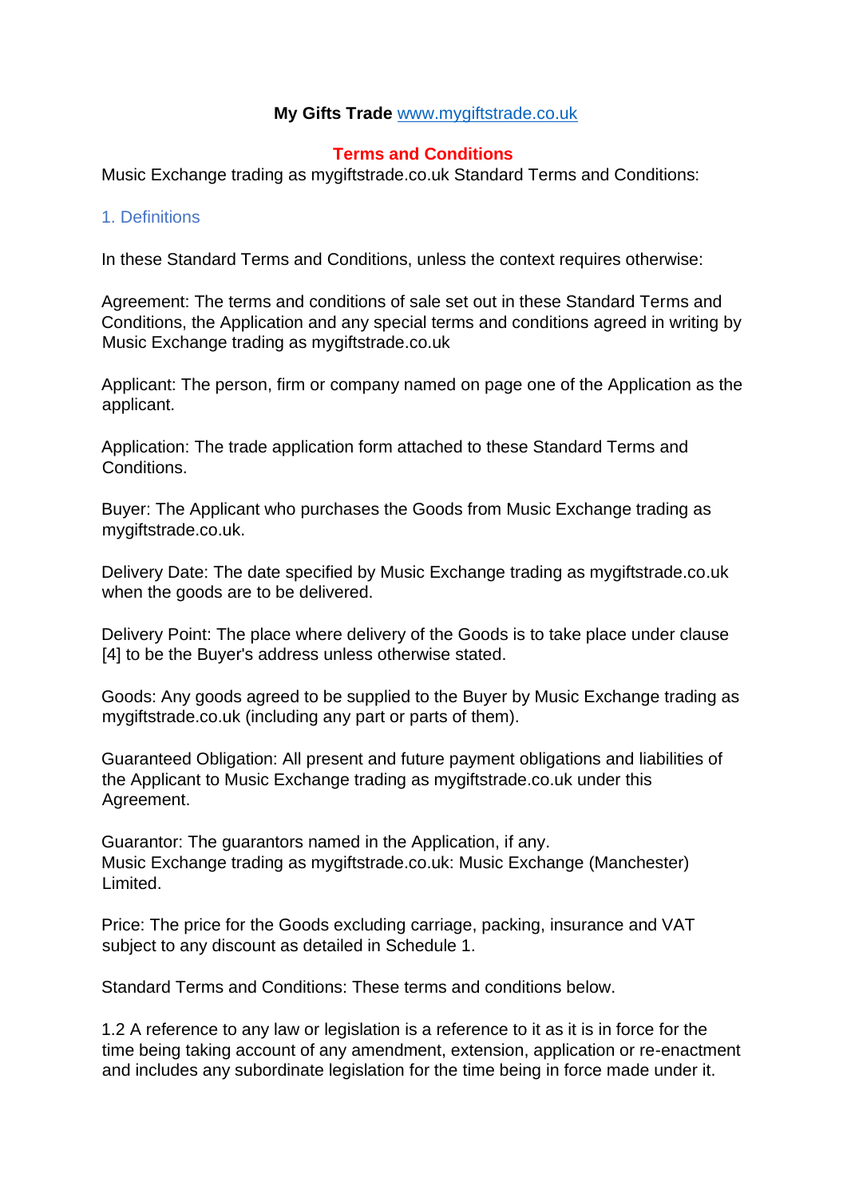**My Gifts Trade** www.mygiftstrade.co.uk

## Terms and Conditions

Music Exchange trading as mygiftstrade.co.uk Standard Terms and Conditions:

### 1. Definitions

In these Standard Terms and Conditions, unless the context requires otherwise:

Agreement: The terms and conditions of sale set out in these Standard Terms and Conditions, the Application and any special terms and conditions agreed in writing by Music Exchange trading as mygiftstrade.co.uk

Applicant: The person, firm or company named on page one of the Application as the applicant.

Application: The trade application form attached to these Standard Terms and Conditions.

Buyer: The Applicant who purchases the Goods from Music Exchange trading as mygiftstrade.co.uk.

Delivery Date: The date specified by Music Exchange trading as mygiftstrade.co.uk when the goods are to be delivered.

Delivery Point: The place where delivery of the Goods is to take place under clause [4] to be the Buyer's address unless otherwise stated.

Goods: Any goods agreed to be supplied to the Buyer by Music Exchange trading as mygiftstrade.co.uk (including any part or parts of them).

Guaranteed Obligation: All present and future payment obligations and liabilities of the Applicant to Music Exchange trading as mygiftstrade.co.uk under this Agreement.

Guarantor: The guarantors named in the Application, if any.
Music Exchange trading as mygiftstrade.co.uk: Music Exchange (Manchester) Limited.

Price: The price for the Goods excluding carriage, packing, insurance and VAT subject to any discount as detailed in Schedule 1.

Standard Terms and Conditions: These terms and conditions below.

1.2 A reference to any law or legislation is a reference to it as it is in force for the time being taking account of any amendment, extension, application or re-enactment and includes any subordinate legislation for the time being in force made under it.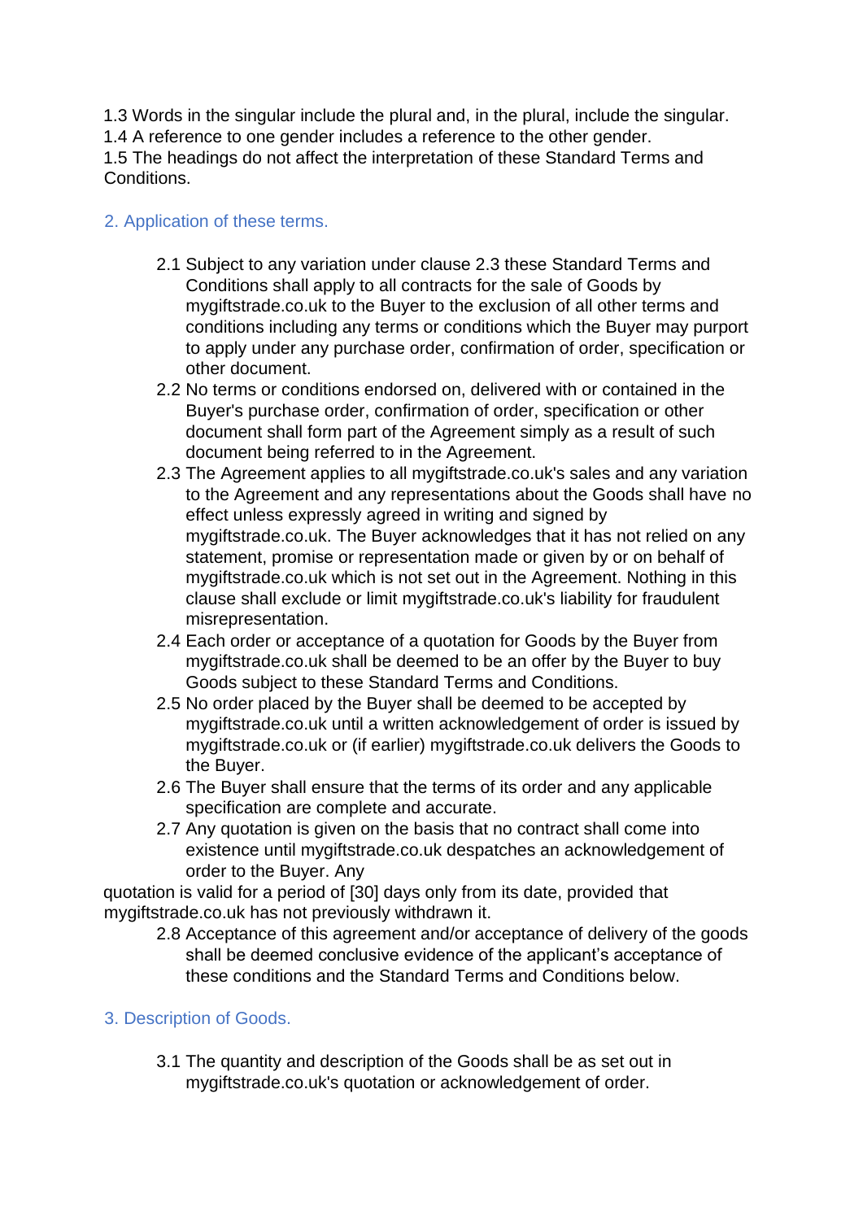1.3 Words in the singular include the plural and, in the plural, include the singular.
1.4 A reference to one gender includes a reference to the other gender.
1.5 The headings do not affect the interpretation of these Standard Terms and Conditions.

## 2. Application of these terms.

- 2.1 Subject to any variation under clause 2.3 these Standard Terms and Conditions shall apply to all contracts for the sale of Goods by mygiftstrade.co.uk to the Buyer to the exclusion of all other terms and conditions including any terms or conditions which the Buyer may purport to apply under any purchase order, confirmation of order, specification or other document.
- 2.2 No terms or conditions endorsed on, delivered with or contained in the Buyer's purchase order, confirmation of order, specification or other document shall form part of the Agreement simply as a result of such document being referred to in the Agreement.
- 2.3 The Agreement applies to all mygiftstrade.co.uk's sales and any variation to the Agreement and any representations about the Goods shall have no effect unless expressly agreed in writing and signed by mygiftstrade.co.uk. The Buyer acknowledges that it has not relied on any statement, promise or representation made or given by or on behalf of mygiftstrade.co.uk which is not set out in the Agreement. Nothing in this clause shall exclude or limit mygiftstrade.co.uk's liability for fraudulent misrepresentation.
- 2.4 Each order or acceptance of a quotation for Goods by the Buyer from mygiftstrade.co.uk shall be deemed to be an offer by the Buyer to buy Goods subject to these Standard Terms and Conditions.
- 2.5 No order placed by the Buyer shall be deemed to be accepted by mygiftstrade.co.uk until a written acknowledgement of order is issued by mygiftstrade.co.uk or (if earlier) mygiftstrade.co.uk delivers the Goods to the Buyer.
- 2.6 The Buyer shall ensure that the terms of its order and any applicable specification are complete and accurate.
- 2.7 Any quotation is given on the basis that no contract shall come into existence until mygiftstrade.co.uk despatches an acknowledgement of order to the Buyer. Any

quotation is valid for a period of [30] days only from its date, provided that mygiftstrade.co.uk has not previously withdrawn it.

- 2.8 Acceptance of this agreement and/or acceptance of delivery of the goods shall be deemed conclusive evidence of the applicant's acceptance of these conditions and the Standard Terms and Conditions below.

## 3. Description of Goods.

- 3.1 The quantity and description of the Goods shall be as set out in mygiftstrade.co.uk's quotation or acknowledgement of order.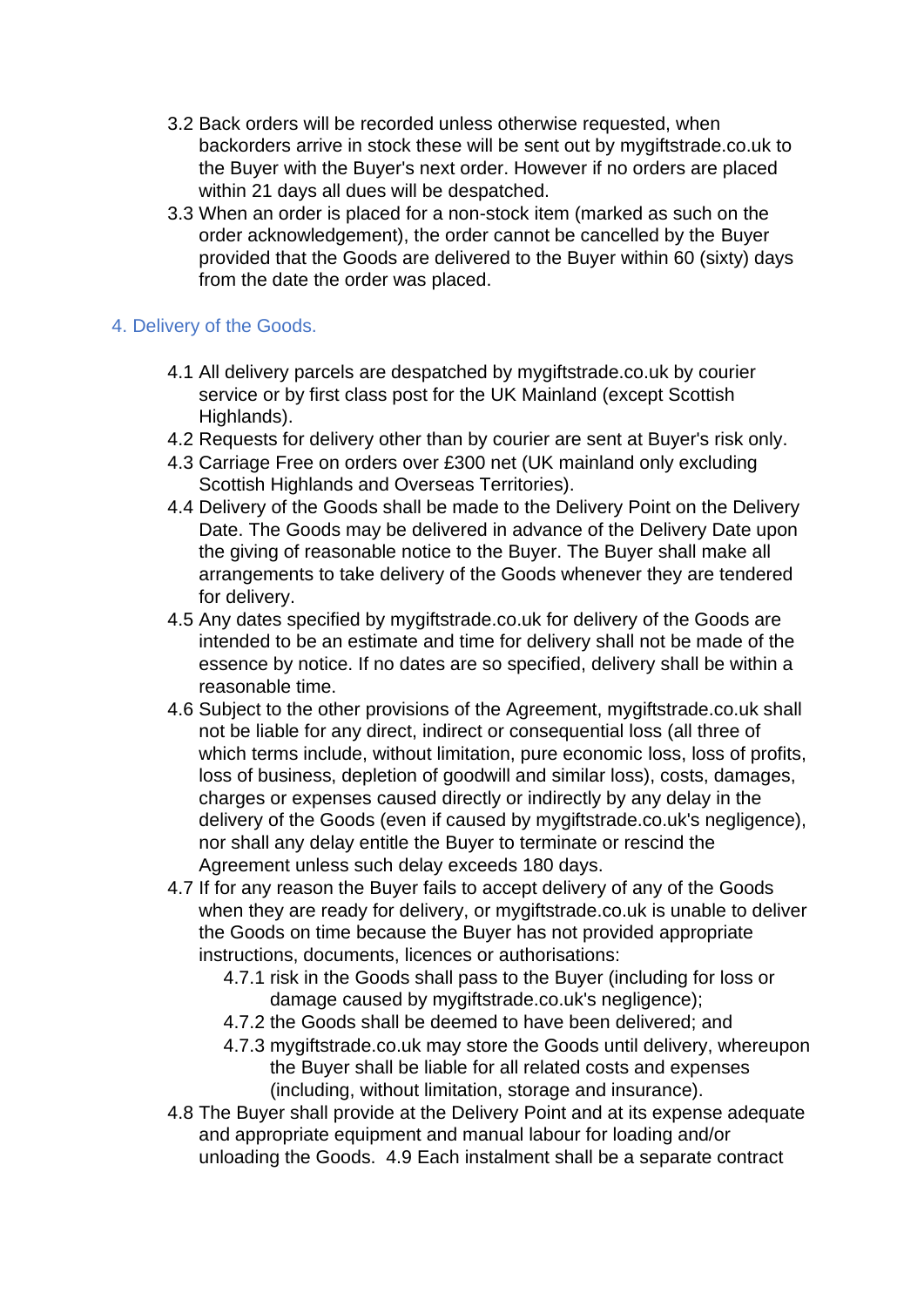3.2 Back orders will be recorded unless otherwise requested, when backorders arrive in stock these will be sent out by mygiftstrade.co.uk to the Buyer with the Buyer's next order. However if no orders are placed within 21 days all dues will be despatched.

3.3 When an order is placed for a non-stock item (marked as such on the order acknowledgement), the order cannot be cancelled by the Buyer provided that the Goods are delivered to the Buyer within 60 (sixty) days from the date the order was placed.

## 4. Delivery of the Goods.

4.1 All delivery parcels are despatched by mygiftstrade.co.uk by courier service or by first class post for the UK Mainland (except Scottish Highlands).

4.2 Requests for delivery other than by courier are sent at Buyer's risk only.

4.3 Carriage Free on orders over £300 net (UK mainland only excluding Scottish Highlands and Overseas Territories).

4.4 Delivery of the Goods shall be made to the Delivery Point on the Delivery Date. The Goods may be delivered in advance of the Delivery Date upon the giving of reasonable notice to the Buyer. The Buyer shall make all arrangements to take delivery of the Goods whenever they are tendered for delivery.

4.5 Any dates specified by mygiftstrade.co.uk for delivery of the Goods are intended to be an estimate and time for delivery shall not be made of the essence by notice. If no dates are so specified, delivery shall be within a reasonable time.

4.6 Subject to the other provisions of the Agreement, mygiftstrade.co.uk shall not be liable for any direct, indirect or consequential loss (all three of which terms include, without limitation, pure economic loss, loss of profits, loss of business, depletion of goodwill and similar loss), costs, damages, charges or expenses caused directly or indirectly by any delay in the delivery of the Goods (even if caused by mygiftstrade.co.uk's negligence), nor shall any delay entitle the Buyer to terminate or rescind the Agreement unless such delay exceeds 180 days.

4.7 If for any reason the Buyer fails to accept delivery of any of the Goods when they are ready for delivery, or mygiftstrade.co.uk is unable to deliver the Goods on time because the Buyer has not provided appropriate instructions, documents, licences or authorisations:

  4.7.1 risk in the Goods shall pass to the Buyer (including for loss or damage caused by mygiftstrade.co.uk's negligence);

  4.7.2 the Goods shall be deemed to have been delivered; and

  4.7.3 mygiftstrade.co.uk may store the Goods until delivery, whereupon the Buyer shall be liable for all related costs and expenses (including, without limitation, storage and insurance).

4.8 The Buyer shall provide at the Delivery Point and at its expense adequate and appropriate equipment and manual labour for loading and/or unloading the Goods.  4.9 Each instalment shall be a separate contract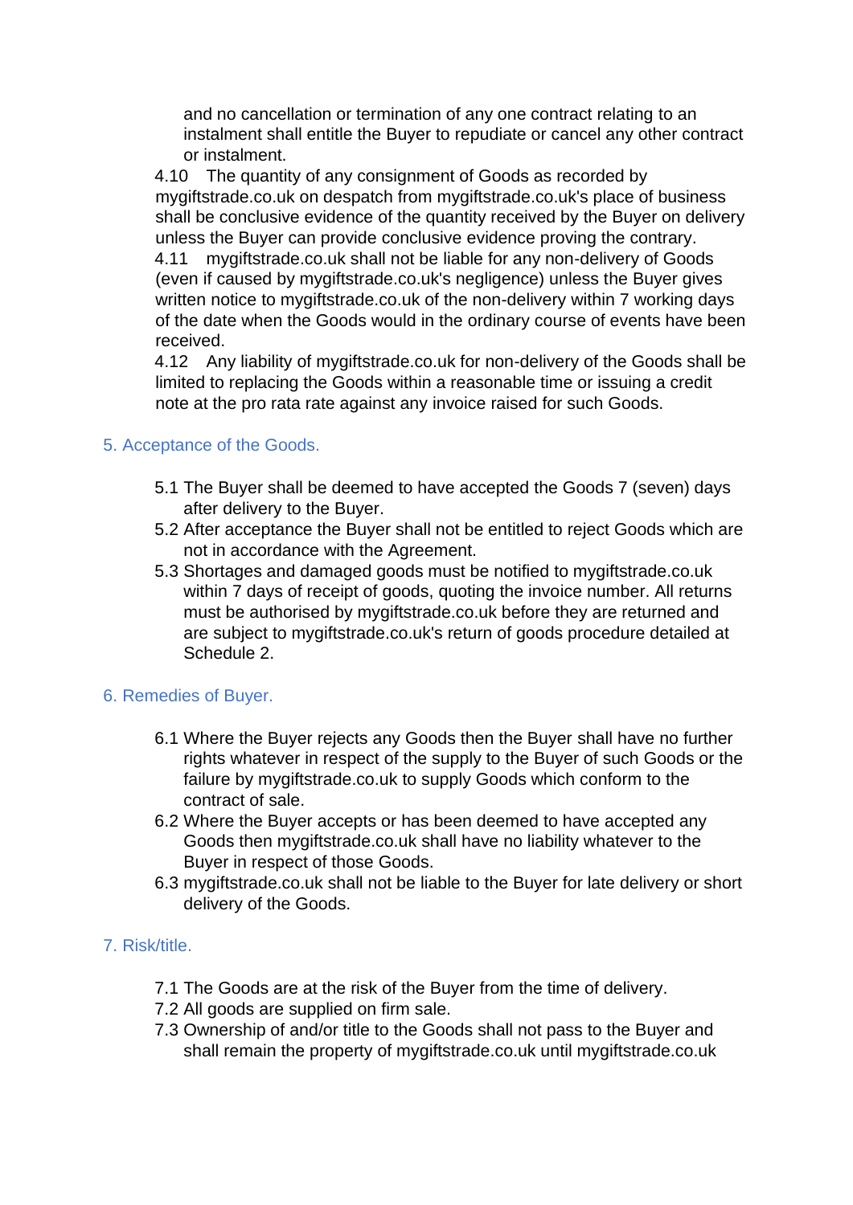and no cancellation or termination of any one contract relating to an instalment shall entitle the Buyer to repudiate or cancel any other contract or instalment.

4.10 The quantity of any consignment of Goods as recorded by mygiftstrade.co.uk on despatch from mygiftstrade.co.uk's place of business shall be conclusive evidence of the quantity received by the Buyer on delivery unless the Buyer can provide conclusive evidence proving the contrary.

4.11 mygiftstrade.co.uk shall not be liable for any non-delivery of Goods (even if caused by mygiftstrade.co.uk's negligence) unless the Buyer gives written notice to mygiftstrade.co.uk of the non-delivery within 7 working days of the date when the Goods would in the ordinary course of events have been received.

4.12 Any liability of mygiftstrade.co.uk for non-delivery of the Goods shall be limited to replacing the Goods within a reasonable time or issuing a credit note at the pro rata rate against any invoice raised for such Goods.

## 5. Acceptance of the Goods.

5.1 The Buyer shall be deemed to have accepted the Goods 7 (seven) days after delivery to the Buyer.

5.2 After acceptance the Buyer shall not be entitled to reject Goods which are not in accordance with the Agreement.

5.3 Shortages and damaged goods must be notified to mygiftstrade.co.uk within 7 days of receipt of goods, quoting the invoice number. All returns must be authorised by mygiftstrade.co.uk before they are returned and are subject to mygiftstrade.co.uk's return of goods procedure detailed at Schedule 2.

## 6. Remedies of Buyer.

6.1 Where the Buyer rejects any Goods then the Buyer shall have no further rights whatever in respect of the supply to the Buyer of such Goods or the failure by mygiftstrade.co.uk to supply Goods which conform to the contract of sale.

6.2 Where the Buyer accepts or has been deemed to have accepted any Goods then mygiftstrade.co.uk shall have no liability whatever to the Buyer in respect of those Goods.

6.3 mygiftstrade.co.uk shall not be liable to the Buyer for late delivery or short delivery of the Goods.

## 7. Risk/title.

7.1 The Goods are at the risk of the Buyer from the time of delivery.

7.2 All goods are supplied on firm sale.

7.3 Ownership of and/or title to the Goods shall not pass to the Buyer and shall remain the property of mygiftstrade.co.uk until mygiftstrade.co.uk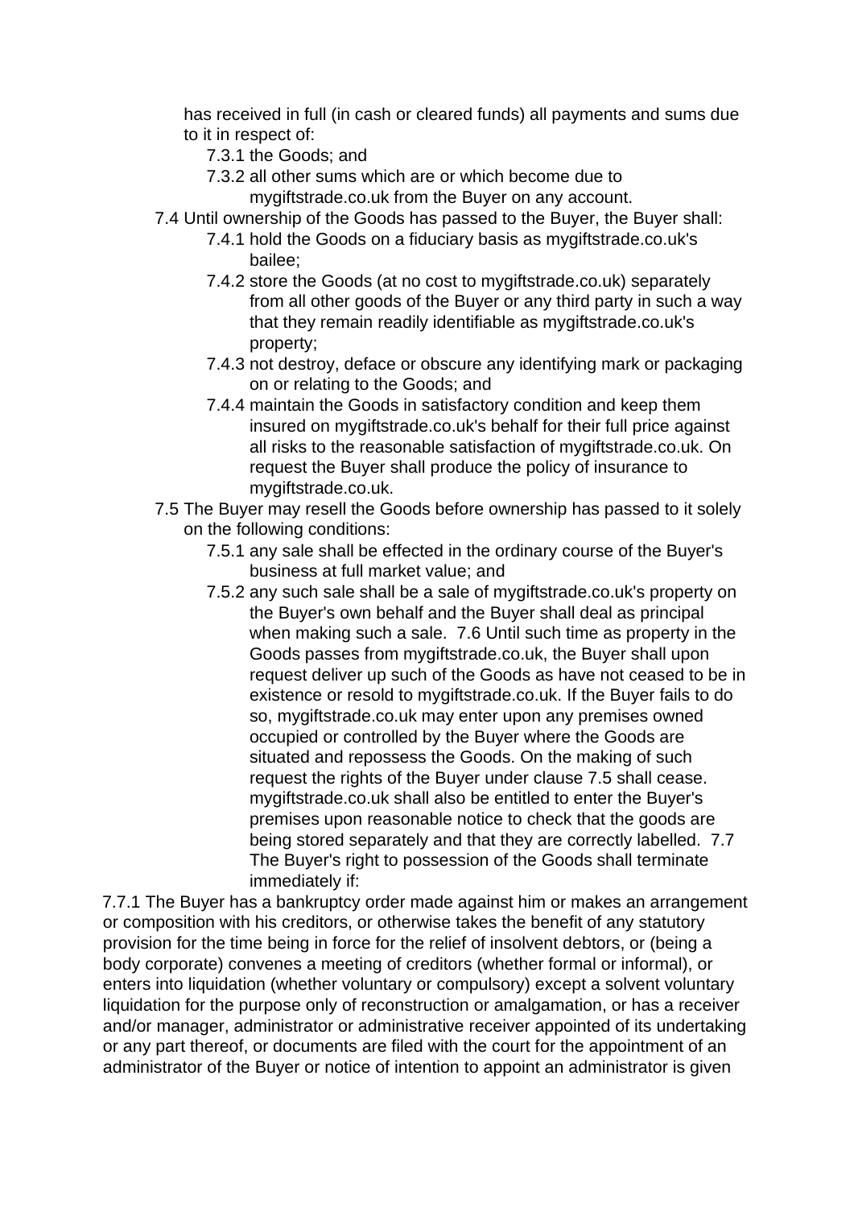has received in full (in cash or cleared funds) all payments and sums due to it in respect of:

7.3.1 the Goods; and

7.3.2 all other sums which are or which become due to mygiftstrade.co.uk from the Buyer on any account.

7.4 Until ownership of the Goods has passed to the Buyer, the Buyer shall:

7.4.1 hold the Goods on a fiduciary basis as mygiftstrade.co.uk's bailee;

7.4.2 store the Goods (at no cost to mygiftstrade.co.uk) separately from all other goods of the Buyer or any third party in such a way that they remain readily identifiable as mygiftstrade.co.uk's property;

7.4.3 not destroy, deface or obscure any identifying mark or packaging on or relating to the Goods; and

7.4.4 maintain the Goods in satisfactory condition and keep them insured on mygiftstrade.co.uk's behalf for their full price against all risks to the reasonable satisfaction of mygiftstrade.co.uk. On request the Buyer shall produce the policy of insurance to mygiftstrade.co.uk.

7.5 The Buyer may resell the Goods before ownership has passed to it solely on the following conditions:

7.5.1 any sale shall be effected in the ordinary course of the Buyer's business at full market value; and

7.5.2 any such sale shall be a sale of mygiftstrade.co.uk's property on the Buyer's own behalf and the Buyer shall deal as principal when making such a sale. 7.6 Until such time as property in the Goods passes from mygiftstrade.co.uk, the Buyer shall upon request deliver up such of the Goods as have not ceased to be in existence or resold to mygiftstrade.co.uk. If the Buyer fails to do so, mygiftstrade.co.uk may enter upon any premises owned occupied or controlled by the Buyer where the Goods are situated and repossess the Goods. On the making of such request the rights of the Buyer under clause 7.5 shall cease. mygiftstrade.co.uk shall also be entitled to enter the Buyer's premises upon reasonable notice to check that the goods are being stored separately and that they are correctly labelled. 7.7 The Buyer's right to possession of the Goods shall terminate immediately if:

7.7.1 The Buyer has a bankruptcy order made against him or makes an arrangement or composition with his creditors, or otherwise takes the benefit of any statutory provision for the time being in force for the relief of insolvent debtors, or (being a body corporate) convenes a meeting of creditors (whether formal or informal), or enters into liquidation (whether voluntary or compulsory) except a solvent voluntary liquidation for the purpose only of reconstruction or amalgamation, or has a receiver and/or manager, administrator or administrative receiver appointed of its undertaking or any part thereof, or documents are filed with the court for the appointment of an administrator of the Buyer or notice of intention to appoint an administrator is given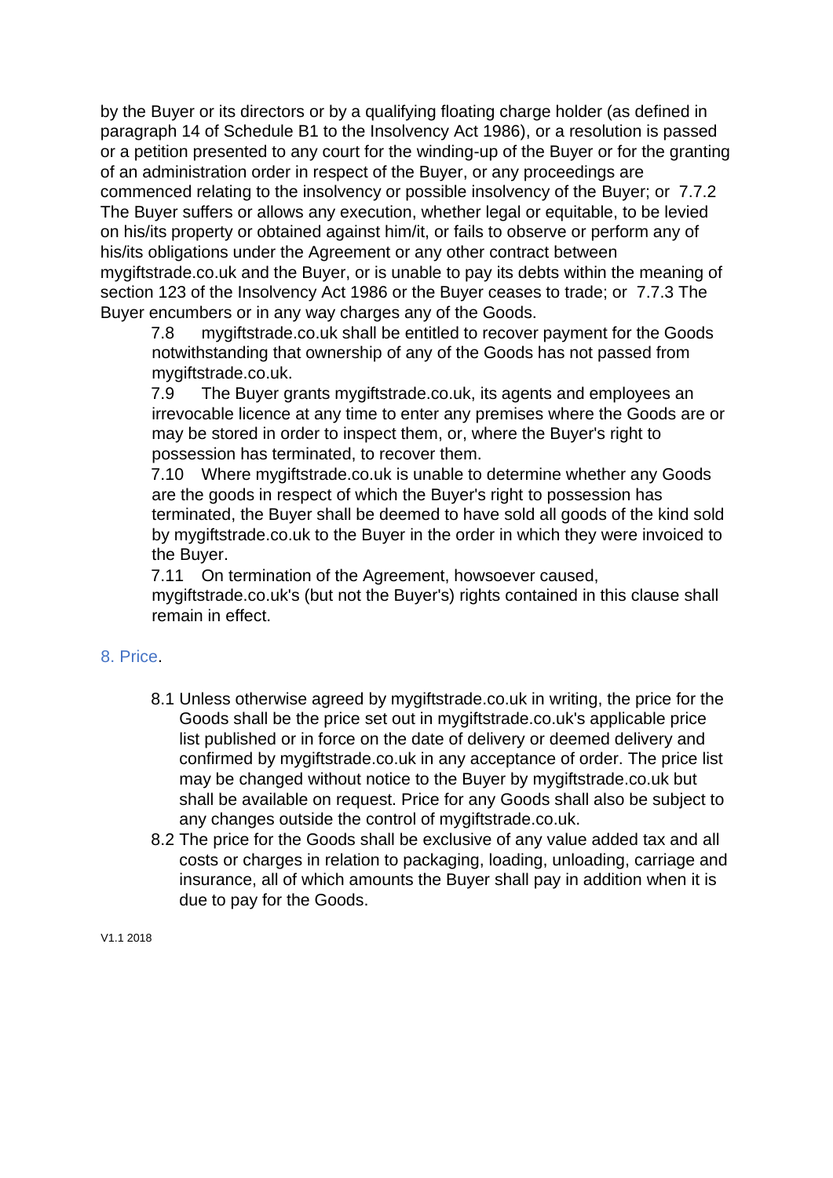by the Buyer or its directors or by a qualifying floating charge holder (as defined in paragraph 14 of Schedule B1 to the Insolvency Act 1986), or a resolution is passed or a petition presented to any court for the winding-up of the Buyer or for the granting of an administration order in respect of the Buyer, or any proceedings are commenced relating to the insolvency or possible insolvency of the Buyer; or 7.7.2 The Buyer suffers or allows any execution, whether legal or equitable, to be levied on his/its property or obtained against him/it, or fails to observe or perform any of his/its obligations under the Agreement or any other contract between mygiftstrade.co.uk and the Buyer, or is unable to pay its debts within the meaning of section 123 of the Insolvency Act 1986 or the Buyer ceases to trade; or 7.7.3 The Buyer encumbers or in any way charges any of the Goods.

7.8 mygiftstrade.co.uk shall be entitled to recover payment for the Goods notwithstanding that ownership of any of the Goods has not passed from mygiftstrade.co.uk.

7.9 The Buyer grants mygiftstrade.co.uk, its agents and employees an irrevocable licence at any time to enter any premises where the Goods are or may be stored in order to inspect them, or, where the Buyer's right to possession has terminated, to recover them.

7.10 Where mygiftstrade.co.uk is unable to determine whether any Goods are the goods in respect of which the Buyer's right to possession has terminated, the Buyer shall be deemed to have sold all goods of the kind sold by mygiftstrade.co.uk to the Buyer in the order in which they were invoiced to the Buyer.

7.11 On termination of the Agreement, howsoever caused, mygiftstrade.co.uk's (but not the Buyer's) rights contained in this clause shall remain in effect.

## 8. Price.

8.1 Unless otherwise agreed by mygiftstrade.co.uk in writing, the price for the Goods shall be the price set out in mygiftstrade.co.uk's applicable price list published or in force on the date of delivery or deemed delivery and confirmed by mygiftstrade.co.uk in any acceptance of order. The price list may be changed without notice to the Buyer by mygiftstrade.co.uk but shall be available on request. Price for any Goods shall also be subject to any changes outside the control of mygiftstrade.co.uk.

8.2 The price for the Goods shall be exclusive of any value added tax and all costs or charges in relation to packaging, loading, unloading, carriage and insurance, all of which amounts the Buyer shall pay in addition when it is due to pay for the Goods.

V1.1 2018